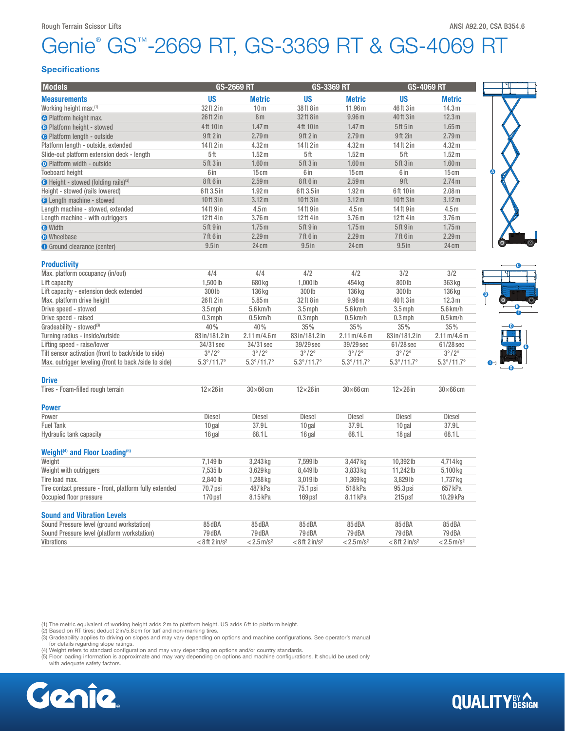Rough Terrain Scissor Lifts

ANSI A92.20, CSA B354.6

# Genie® GS™-2669 RT, GS-3369 RT & GS-4069 RT

## Specifications

| Models | GS-2669 RT | | GS-3369 RT | | GS-4069 RT | |
|---|---|---|---|---|---|---|
| **Measurements** | **US** | **Metric** | **US** | **Metric** | **US** | **Metric** |
| Working height max.[1] | 32 ft 2 in | 10 m | 38 ft 8 in | 11.96 m | 46 ft 3 in | 14.3 m |
| A Platform height max. | 26 ft 2 in | 8 m | 32 ft 8 in | 9.96 m | 40 ft 3 in | 12.3 m |
| B Platform height - stowed | 4 ft 10 in | 1.47 m | 4 ft 10 in | 1.47 m | 5 ft 5 in | 1.65 m |
| C Platform length - outside | 9 ft 2 in | 2.79 m | 9 ft 2 in | 2.79 m | 9 ft 2in | 2.79 m |
| Platform length - outside, extended | 14 ft 2 in | 4.32 m | 14 ft 2 in | 4.32 m | 14 ft 2 in | 4.32 m |
| Slide-out platform extension deck - length | 5 ft | 1.52 m | 5 ft | 1.52 m | 5 ft | 1.52 m |
| D Platform width - outside | 5 ft 3 in | 1.60 m | 5 ft 3 in | 1.60 m | 5 ft 3 in | 1.60 m |
| Toeboard height | 6 in | 15 cm | 6 in | 15 cm | 6 in | 15 cm |
| E Height - stowed (folding rails)[2] | 8 ft 6 in | 2.59 m | 8 ft 6 in | 2.59 m | 9 ft | 2.74 m |
| Height - stowed (rails lowered) | 6 ft 3.5 in | 1.92 m | 6 ft 3.5 in | 1.92 m | 6 ft 10 in | 2.08 m |
| F Length machine - stowed | 10 ft 3 in | 3.12 m | 10 ft 3 in | 3.12 m | 10 ft 3 in | 3.12 m |
| Length machine - stowed, extended | 14 ft 9 in | 4.5 m | 14 ft 9 in | 4.5 m | 14 ft 9 in | 4.5 m |
| Length machine - with outriggers | 12 ft 4 in | 3.76 m | 12 ft 4 in | 3.76 m | 12 ft 4 in | 3.76 m |
| G Width | 5 ft 9 in | 1.75 m | 5 ft 9 in | 1.75 m | 5 ft 9 in | 1.75 m |
| H Wheelbase | 7 ft 6 in | 2.29 m | 7 ft 6 in | 2.29 m | 7 ft 6 in | 2.29 m |
| I Ground clearance (center) | 9.5 in | 24 cm | 9.5 in | 24 cm | 9.5 in | 24 cm |
| **Productivity** | | | | | | |
| Max. platform occupancy (in/out) | 4/4 | 4/4 | 4/2 | 4/2 | 3/2 | 3/2 |
| Lift capacity | 1,500 lb | 680 kg | 1,000 lb | 454 kg | 800 lb | 363 kg |
| Lift capacity - extension deck extended | 300 lb | 136 kg | 300 lb | 136 kg | 300 lb | 136 kg |
| Max. platform drive height | 26 ft 2 in | 5.85 m | 32 ft 8 in | 9.96 m | 40 ft 3 in | 12.3 m |
| Drive speed - stowed | 3.5 mph | 5.6 km/h | 3.5 mph | 5.6 km/h | 3.5 mph | 5.6 km/h |
| Drive speed - raised | 0.3 mph | 0.5 km/h | 0.3 mph | 0.5 km/h | 0.3 mph | 0.5 km/h |
| Gradeability - stowed[3] | 40% | 40% | 35% | 35% | 35% | 35% |
| Turning radius - inside/outside | 83 in/181.2 in | 2.11 m/4.6 m | 83 in/181.2 in | 2.11 m/4.6 m | 83 in/181.2 in | 2.11 m/4.6 m |
| Lifting speed - raise/lower | 34/31 sec | 34/31 sec | 39/29 sec | 39/29 sec | 61/28 sec | 61/28 sec |
| Tilt sensor activation (front to back/side to side) | 3°/2° | 3°/2° | 3°/2° | 3°/2° | 3°/2° | 3°/2° |
| Max. outrigger leveling (front to back /side to side) | 5.3°/11.7° | 5.3°/11.7° | 5.3°/11.7° | 5.3°/11.7° | 5.3°/11.7° | 5.3°/11.7° |
| **Drive** | | | | | | |
| Tires - Foam-filled rough terrain | 12×26 in | 30×66 cm | 12×26 in | 30×66 cm | 12×26 in | 30×66 cm |
| **Power** | | | | | | |
| Power | Diesel | Diesel | Diesel | Diesel | Diesel | Diesel |
| Fuel Tank | 10 gal | 37.9 L | 10 gal | 37.9 L | 10 gal | 37.9 L |
| Hydraulic tank capacity | 18 gal | 68.1 L | 18 gal | 68.1 L | 18 gal | 68.1 L |
| **Weight[4] and Floor Loading[5]** | | | | | | |
| Weight | 7,149 lb | 3,243 kg | 7,599 lb | 3,447 kg | 10,392 lb | 4,714 kg |
| Weight with outriggers | 7,535 lb | 3,629 kg | 8,449 lb | 3,833 kg | 11,242 lb | 5,100 kg |
| Tire load max. | 2,840 lb | 1,288 kg | 3,019 lb | 1,369 kg | 3,829 lb | 1,737 kg |
| Tire contact pressure - front, platform fully extended | 70.7 psi | 487 kPa | 75.1 psi | 518 kPa | 95.3 psi | 657 kPa |
| Occupied floor pressure | 170 psf | 8.15 kPa | 169 psf | 8.11 kPa | 215 psf | 10.29 kPa |
| **Sound and Vibration Levels** | | | | | | |
| Sound Pressure level (ground workstation) | 85 dBA | 85 dBA | 85 dBA | 85 dBA | 85 dBA | 85 dBA |
| Sound Pressure level (platform workstation) | 79 dBA | 79 dBA | 79 dBA | 79 dBA | 79 dBA | 79 dBA |
| Vibrations | < 8 ft 2 in/s² | < 2.5 m/s² | < 8 ft 2 in/s² | < 2.5 m/s² | < 8 ft 2 in/s² | < 2.5 m/s² |

(1) The metric equivalent of working height adds 2 m to platform height. US adds 6 ft to platform height.
(2) Based on RT tires; deduct 2 in/5.8 cm for turf and non-marking tires.
(3) Gradeability applies to driving on slopes and may vary depending on options and machine configurations. See operator's manual for details regarding slope ratings.
(4) Weight refers to standard configuration and may vary depending on options and/or country standards.
(5) Floor loading information is approximate and may vary depending on options and machine configurations. It should be used only with adequate safety factors.

Genie

QUALITY BY DESIGN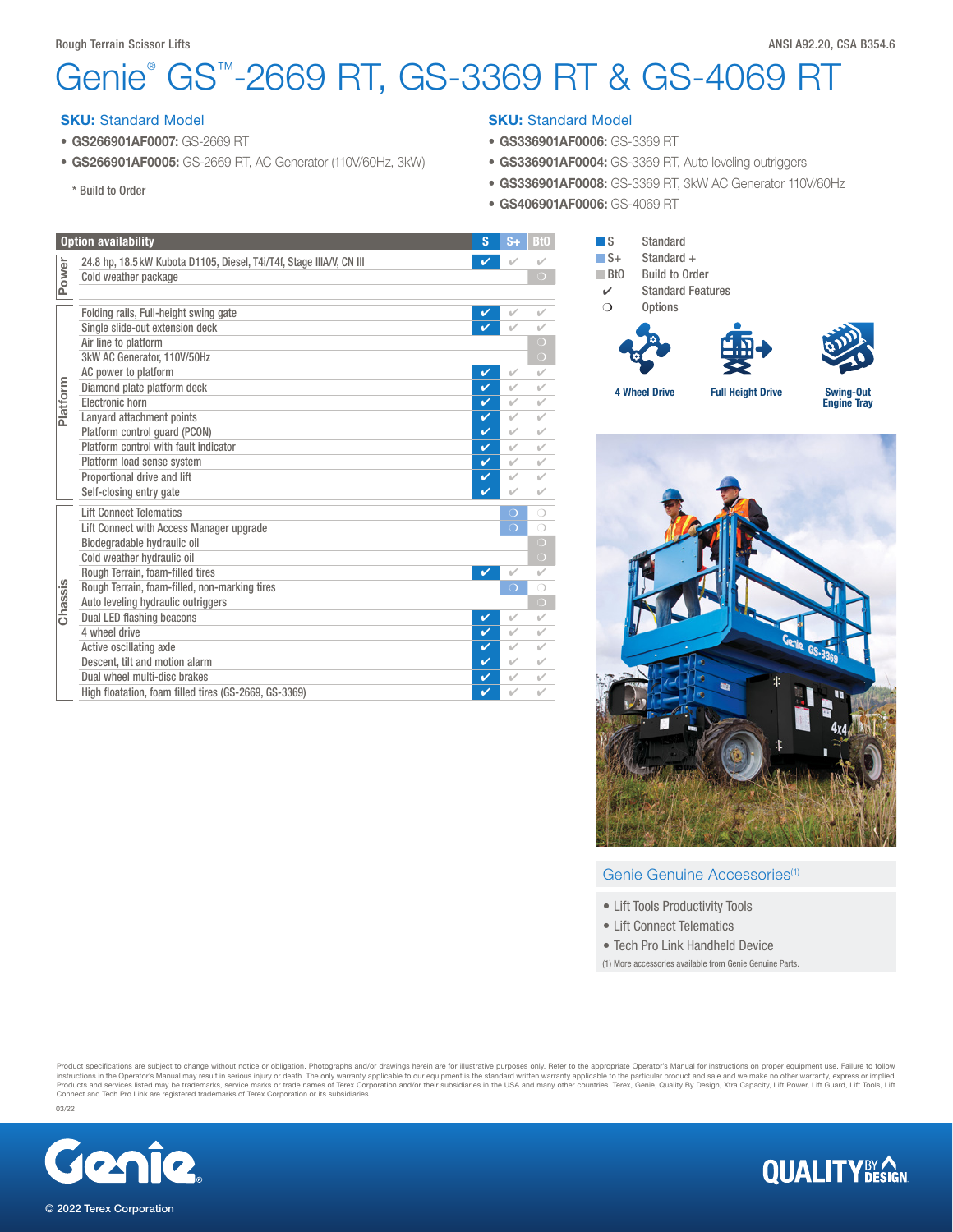Rough Terrain Scissor Lifts

ANSI A92.20, CSA B354.6

# Genie® GS™-2669 RT, GS-3369 RT & GS-4069 RT

**SKU:** Standard Model

- **GS266901AF0007:** GS-2669 RT
- **GS266901AF0005:** GS-2669 RT, AC Generator (110V/60Hz, 3kW)

\* Build to Order

**SKU:** Standard Model

- **GS336901AF0006:** GS-3369 RT
- **GS336901AF0004:** GS-3369 RT, Auto leveling outriggers
- **GS336901AF0008:** GS-3369 RT, 3kW AC Generator 110V/60Hz
- **GS406901AF0006:** GS-4069 RT

| Option availability | | S | S+ | BtO |
|---|---|---|---|---|
| Power | 24.8 hp, 18.5 kW Kubota D1105, Diesel, T4i/T4f, Stage IIIA/V, CN III | ✔ | ✔ | ✔ |
| | Cold weather package | | | ❍ |
| Platform | Folding rails, Full-height swing gate | ✔ | ✔ | ✔ |
| | Single slide-out extension deck | ✔ | ✔ | ✔ |
| | Air line to platform | | | ❍ |
| | 3kW AC Generator, 110V/50Hz | | | ❍ |
| | AC power to platform | ✔ | ✔ | ✔ |
| | Diamond plate platform deck | ✔ | ✔ | ✔ |
| | Electronic horn | ✔ | ✔ | ✔ |
| | Lanyard attachment points | ✔ | ✔ | ✔ |
| | Platform control guard (PCON) | ✔ | ✔ | ✔ |
| | Platform control with fault indicator | ✔ | ✔ | ✔ |
| | Platform load sense system | ✔ | ✔ | ✔ |
| | Proportional drive and lift | ✔ | ✔ | ✔ |
| | Self-closing entry gate | ✔ | ✔ | ✔ |
| Chassis | Lift Connect Telematics | | ❍ | ❍ |
| | Lift Connect with Access Manager upgrade | | ❍ | ❍ |
| | Biodegradable hydraulic oil | | | ❍ |
| | Cold weather hydraulic oil | | | ❍ |
| | Rough Terrain, foam-filled tires | ✔ | ✔ | ✔ |
| | Rough Terrain, foam-filled, non-marking tires | | ❍ | ❍ |
| | Auto leveling hydraulic outriggers | | | ❍ |
| | Dual LED flashing beacons | ✔ | ✔ | ✔ |
| | 4 wheel drive | ✔ | ✔ | ✔ |
| | Active oscillating axle | ✔ | ✔ | ✔ |
| | Descent, tilt and motion alarm | ✔ | ✔ | ✔ |
| | Dual wheel multi-disc brakes | ✔ | ✔ | ✔ |
| | High floatation, foam filled tires (GS-2669, GS-3369) | ✔ | ✔ | ✔ |

- S — Standard
- S+ — Standard +
- BtO — Build to Order
- ✔ — Standard Features
- ❍ — Options

4 Wheel Drive

Full Height Drive

Swing-Out Engine Tray

## Genie Genuine Accessories[1]

- Lift Tools Productivity Tools
- Lift Connect Telematics
- Tech Pro Link Handheld Device

(1) More accessories available from Genie Genuine Parts.

Product specifications are subject to change without notice or obligation. Photographs and/or drawings herein are for illustrative purposes only. Refer to the appropriate Operator's Manual for instructions on proper equipment use. Failure to follow instructions in the Operator's Manual may result in serious injury or death. The only warranty applicable to our equipment is the standard written warranty applicable to the particular product and sale and we make no other warranty, express or implied. Products and services listed may be trademarks, service marks or trade names of Terex Corporation and/or their subsidiaries in the USA and many other countries. Terex, Genie, Quality By Design, Xtra Capacity, Lift Power, Lift Guard, Lift Tools, Lift Connect and Tech Pro Link are registered trademarks of Terex Corporation or its subsidiaries.

03/22

© 2022 Terex Corporation